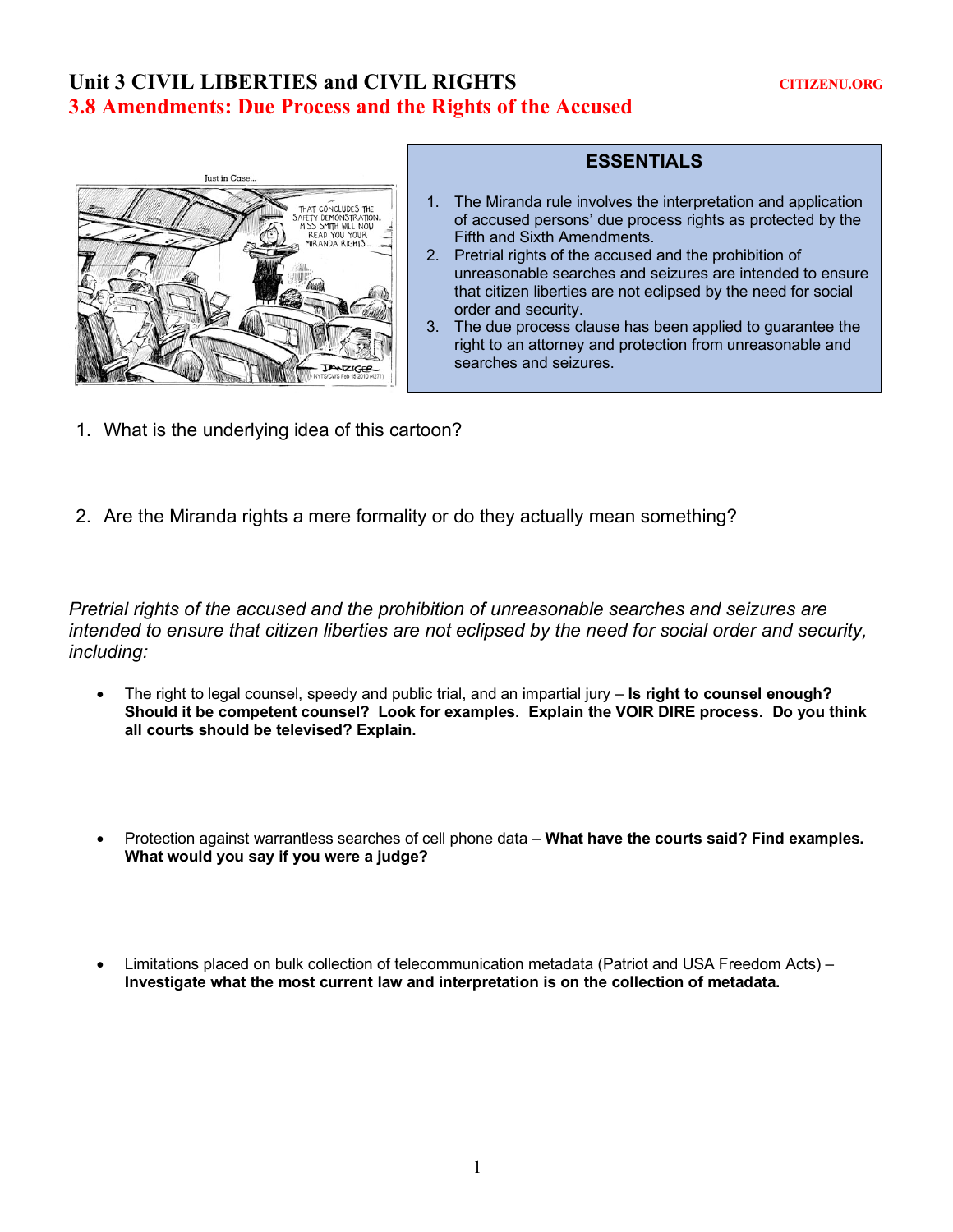# Unit 3 CIVIL LIBERTIES and CIVIL RIGHTS

CITIZENU.ORG

## 3.8 Amendments: Due Process and the Rights of the Accused

### ESSENTIALS

1. The Miranda rule involves the interpretation and application of accused persons' due process rights as protected by the Fifth and Sixth Amendments.
2. Pretrial rights of the accused and the prohibition of unreasonable searches and seizures are intended to ensure that citizen liberties are not eclipsed by the need for social order and security.
3. The due process clause has been applied to guarantee the right to an attorney and protection from unreasonable and searches and seizures.

1. What is the underlying idea of this cartoon?

2. Are the Miranda rights a mere formality or do they actually mean something?

*Pretrial rights of the accused and the prohibition of unreasonable searches and seizures are intended to ensure that citizen liberties are not eclipsed by the need for social order and security, including:*

- The right to legal counsel, speedy and public trial, and an impartial jury – **Is right to counsel enough? Should it be competent counsel? Look for examples. Explain the VOIR DIRE process. Do you think all courts should be televised? Explain.**

- Protection against warrantless searches of cell phone data – **What have the courts said? Find examples. What would you say if you were a judge?**

- Limitations placed on bulk collection of telecommunication metadata (Patriot and USA Freedom Acts) – **Investigate what the most current law and interpretation is on the collection of metadata.**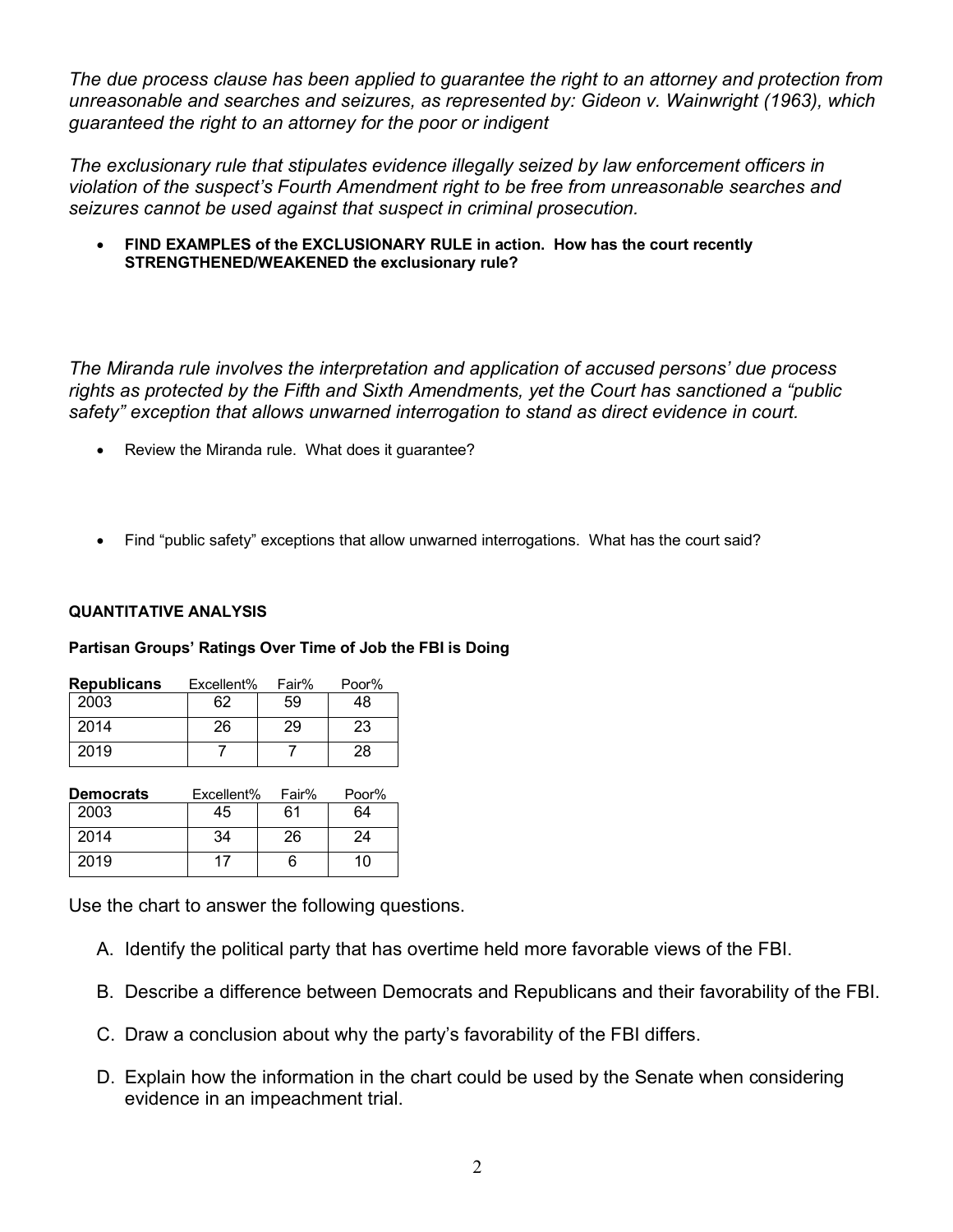*The due process clause has been applied to guarantee the right to an attorney and protection from unreasonable and searches and seizures, as represented by: Gideon v. Wainwright (1963), which guaranteed the right to an attorney for the poor or indigent*

*The exclusionary rule that stipulates evidence illegally seized by law enforcement officers in violation of the suspect's Fourth Amendment right to be free from unreasonable searches and seizures cannot be used against that suspect in criminal prosecution.*

- **FIND EXAMPLES of the EXCLUSIONARY RULE in action. How has the court recently STRENGTHENED/WEAKENED the exclusionary rule?**

*The Miranda rule involves the interpretation and application of accused persons' due process rights as protected by the Fifth and Sixth Amendments, yet the Court has sanctioned a "public safety" exception that allows unwarned interrogation to stand as direct evidence in court.*

- Review the Miranda rule. What does it guarantee?

- Find "public safety" exceptions that allow unwarned interrogations. What has the court said?

**QUANTITATIVE ANALYSIS**

**Partisan Groups' Ratings Over Time of Job the FBI is Doing**

| **Republicans** | Excellent% | Fair% | Poor% |
|---|---|---|---|
| 2003 | 62 | 59 | 48 |
| 2014 | 26 | 29 | 23 |
| 2019 | 7 | 7 | 28 |

| **Democrats** | Excellent% | Fair% | Poor% |
|---|---|---|---|
| 2003 | 45 | 61 | 64 |
| 2014 | 34 | 26 | 24 |
| 2019 | 17 | 6 | 10 |

Use the chart to answer the following questions.

A. Identify the political party that has overtime held more favorable views of the FBI.

B. Describe a difference between Democrats and Republicans and their favorability of the FBI.

C. Draw a conclusion about why the party's favorability of the FBI differs.

D. Explain how the information in the chart could be used by the Senate when considering evidence in an impeachment trial.